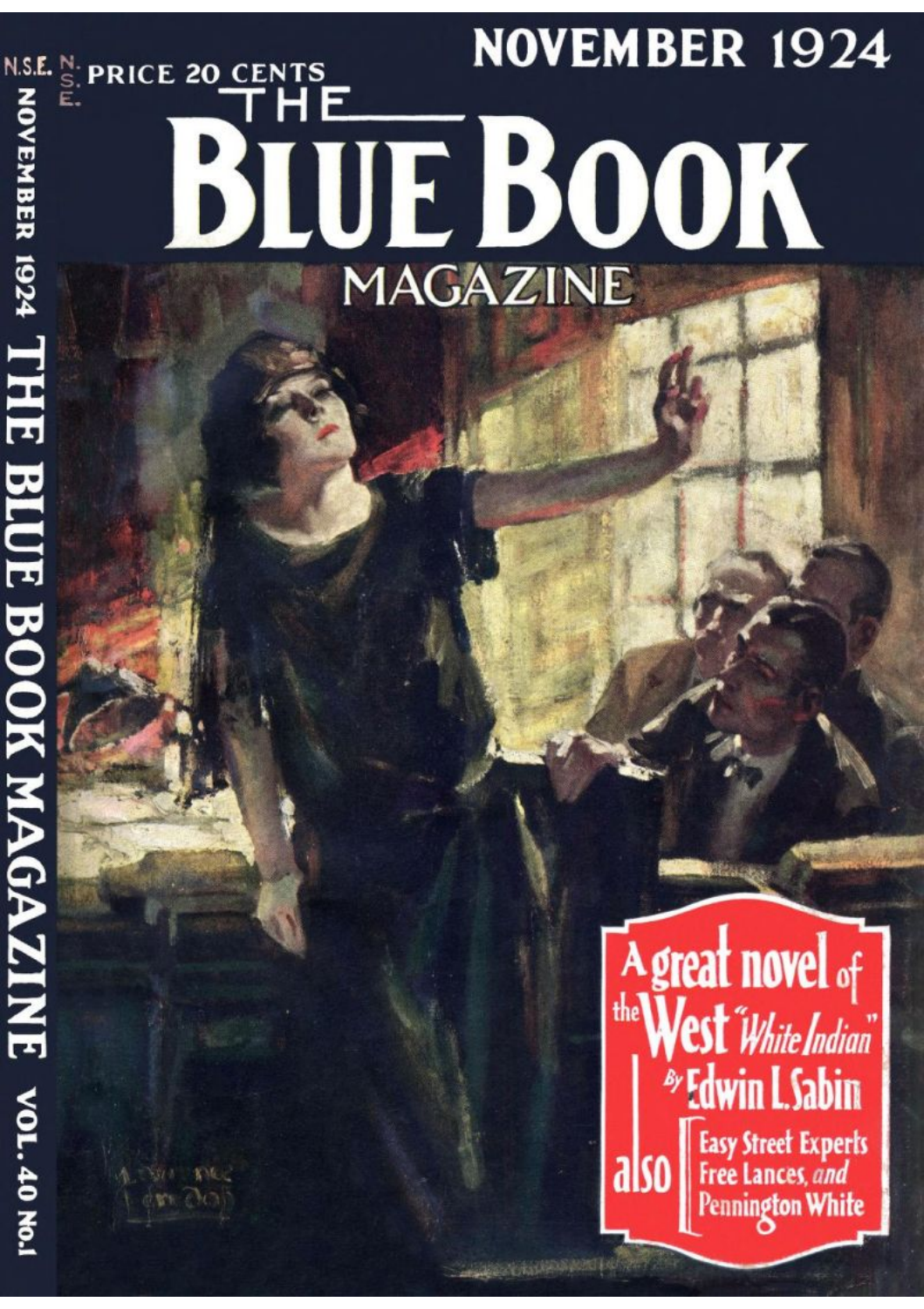N.S.E.

PRICE 20 CENTS

NOVEMBER 1924

# THE BLUE BOOK MAGAZINE

NOVEMBER 1924 THE BLUE BOOK MAGAZINE VOL. 40 No. 1

A great novel of the West "White Indian" By Edwin L. Sabin

also
- Easy Street Experts
- Free Lances, and
- Pennington White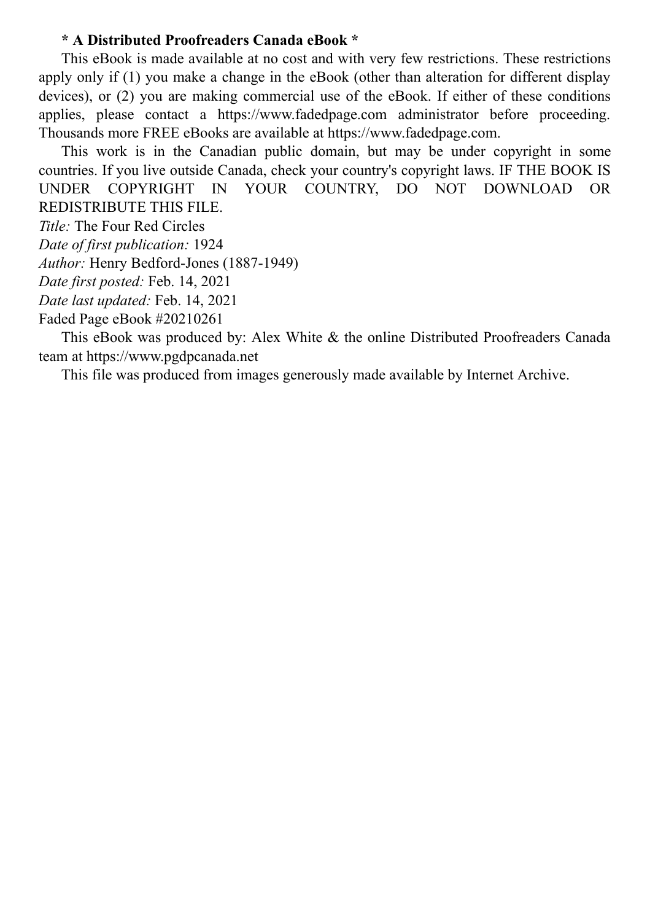**\* A Distributed Proofreaders Canada eBook \***

This eBook is made available at no cost and with very few restrictions. These restrictions apply only if (1) you make a change in the eBook (other than alteration for different display devices), or (2) you are making commercial use of the eBook. If either of these conditions applies, please contact a https://www.fadedpage.com administrator before proceeding. Thousands more FREE eBooks are available at https://www.fadedpage.com.

This work is in the Canadian public domain, but may be under copyright in some countries. If you live outside Canada, check your country's copyright laws. IF THE BOOK IS UNDER COPYRIGHT IN YOUR COUNTRY, DO NOT DOWNLOAD OR REDISTRIBUTE THIS FILE.

*Title:* The Four Red Circles
*Date of first publication:* 1924
*Author:* Henry Bedford-Jones (1887-1949)
*Date first posted:* Feb. 14, 2021
*Date last updated:* Feb. 14, 2021
Faded Page eBook #20210261

This eBook was produced by: Alex White & the online Distributed Proofreaders Canada team at https://www.pgdpcanada.net

This file was produced from images generously made available by Internet Archive.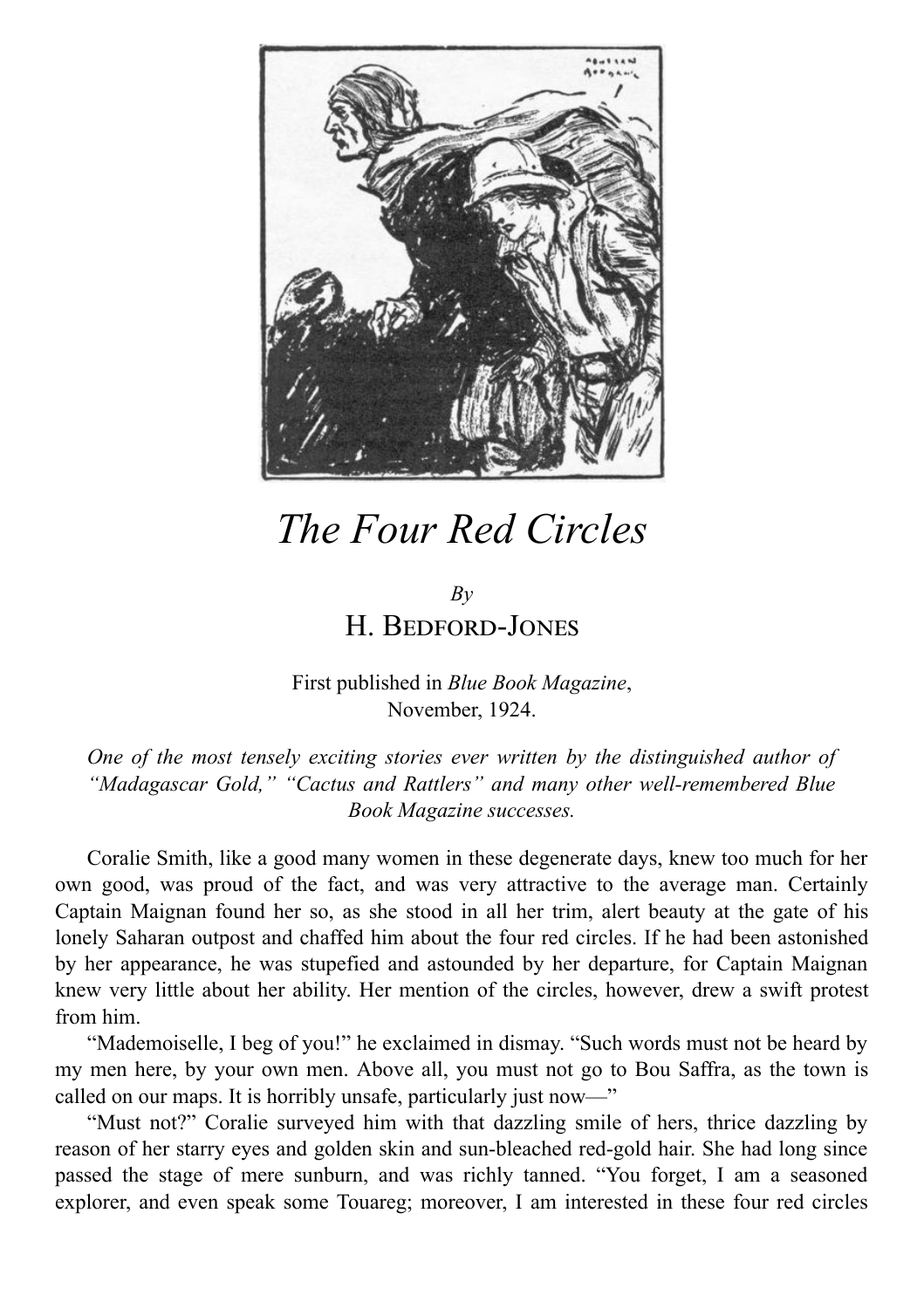# *The Four Red Circles*

*By*

H. Bedford-Jones

First published in *Blue Book Magazine*, November, 1924.

*One of the most tensely exciting stories ever written by the distinguished author of "Madagascar Gold," "Cactus and Rattlers" and many other well-remembered Blue Book Magazine successes.*

Coralie Smith, like a good many women in these degenerate days, knew too much for her own good, was proud of the fact, and was very attractive to the average man. Certainly Captain Maignan found her so, as she stood in all her trim, alert beauty at the gate of his lonely Saharan outpost and chaffed him about the four red circles. If he had been astonished by her appearance, he was stupefied and astounded by her departure, for Captain Maignan knew very little about her ability. Her mention of the circles, however, drew a swift protest from him.

"Mademoiselle, I beg of you!" he exclaimed in dismay. "Such words must not be heard by my men here, by your own men. Above all, you must not go to Bou Saffra, as the town is called on our maps. It is horribly unsafe, particularly just now—"

"Must not?" Coralie surveyed him with that dazzling smile of hers, thrice dazzling by reason of her starry eyes and golden skin and sun-bleached red-gold hair. She had long since passed the stage of mere sunburn, and was richly tanned. "You forget, I am a seasoned explorer, and even speak some Touareg; moreover, I am interested in these four red circles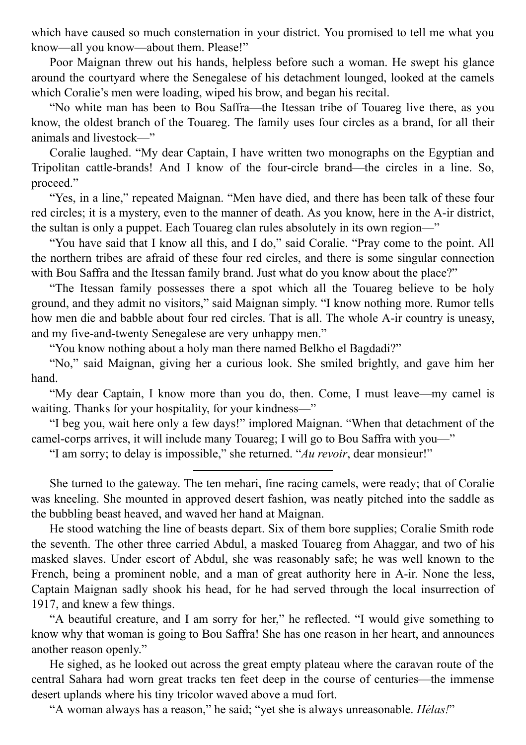which have caused so much consternation in your district. You promised to tell me what you know—all you know—about them. Please!"

Poor Maignan threw out his hands, helpless before such a woman. He swept his glance around the courtyard where the Senegalese of his detachment lounged, looked at the camels which Coralie's men were loading, wiped his brow, and began his recital.

"No white man has been to Bou Saffra—the Itessan tribe of Touareg live there, as you know, the oldest branch of the Touareg. The family uses four circles as a brand, for all their animals and livestock—"

Coralie laughed. "My dear Captain, I have written two monographs on the Egyptian and Tripolitan cattle-brands! And I know of the four-circle brand—the circles in a line. So, proceed."

"Yes, in a line," repeated Maignan. "Men have died, and there has been talk of these four red circles; it is a mystery, even to the manner of death. As you know, here in the A-ir district, the sultan is only a puppet. Each Touareg clan rules absolutely in its own region—"

"You have said that I know all this, and I do," said Coralie. "Pray come to the point. All the northern tribes are afraid of these four red circles, and there is some singular connection with Bou Saffra and the Itessan family brand. Just what do you know about the place?"

"The Itessan family possesses there a spot which all the Touareg believe to be holy ground, and they admit no visitors," said Maignan simply. "I know nothing more. Rumor tells how men die and babble about four red circles. That is all. The whole A-ir country is uneasy, and my five-and-twenty Senegalese are very unhappy men."

"You know nothing about a holy man there named Belkho el Bagdadi?"

"No," said Maignan, giving her a curious look. She smiled brightly, and gave him her hand.

"My dear Captain, I know more than you do, then. Come, I must leave—my camel is waiting. Thanks for your hospitality, for your kindness—"

"I beg you, wait here only a few days!" implored Maignan. "When that detachment of the camel-corps arrives, it will include many Touareg; I will go to Bou Saffra with you—"

"I am sorry; to delay is impossible," she returned. "*Au revoir*, dear monsieur!"

---

She turned to the gateway. The ten mehari, fine racing camels, were ready; that of Coralie was kneeling. She mounted in approved desert fashion, was neatly pitched into the saddle as the bubbling beast heaved, and waved her hand at Maignan.

He stood watching the line of beasts depart. Six of them bore supplies; Coralie Smith rode the seventh. The other three carried Abdul, a masked Touareg from Ahaggar, and two of his masked slaves. Under escort of Abdul, she was reasonably safe; he was well known to the French, being a prominent noble, and a man of great authority here in A-ir. None the less, Captain Maignan sadly shook his head, for he had served through the local insurrection of 1917, and knew a few things.

"A beautiful creature, and I am sorry for her," he reflected. "I would give something to know why that woman is going to Bou Saffra! She has one reason in her heart, and announces another reason openly."

He sighed, as he looked out across the great empty plateau where the caravan route of the central Sahara had worn great tracks ten feet deep in the course of centuries—the immense desert uplands where his tiny tricolor waved above a mud fort.

"A woman always has a reason," he said; "yet she is always unreasonable. *Hélas!*"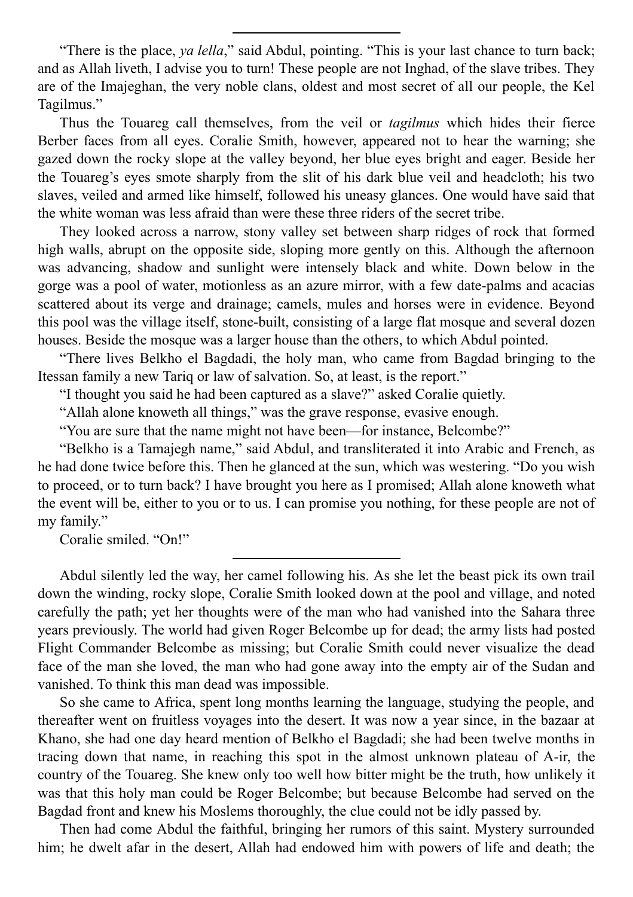---

"There is the place, *ya lella*," said Abdul, pointing. "This is your last chance to turn back; and as Allah liveth, I advise you to turn! These people are not Inghad, of the slave tribes. They are of the Imajeghan, the very noble clans, oldest and most secret of all our people, the Kel Tagilmus."

Thus the Touareg call themselves, from the veil or *tagilmus* which hides their fierce Berber faces from all eyes. Coralie Smith, however, appeared not to hear the warning; she gazed down the rocky slope at the valley beyond, her blue eyes bright and eager. Beside her the Touareg's eyes smote sharply from the slit of his dark blue veil and headcloth; his two slaves, veiled and armed like himself, followed his uneasy glances. One would have said that the white woman was less afraid than were these three riders of the secret tribe.

They looked across a narrow, stony valley set between sharp ridges of rock that formed high walls, abrupt on the opposite side, sloping more gently on this. Although the afternoon was advancing, shadow and sunlight were intensely black and white. Down below in the gorge was a pool of water, motionless as an azure mirror, with a few date-palms and acacias scattered about its verge and drainage; camels, mules and horses were in evidence. Beyond this pool was the village itself, stone-built, consisting of a large flat mosque and several dozen houses. Beside the mosque was a larger house than the others, to which Abdul pointed.

"There lives Belkho el Bagdadi, the holy man, who came from Bagdad bringing to the Itessan family a new Tariq or law of salvation. So, at least, is the report."

"I thought you said he had been captured as a slave?" asked Coralie quietly.

"Allah alone knoweth all things," was the grave response, evasive enough.

"You are sure that the name might not have been—for instance, Belcombe?"

"Belkho is a Tamajegh name," said Abdul, and transliterated it into Arabic and French, as he had done twice before this. Then he glanced at the sun, which was westering. "Do you wish to proceed, or to turn back? I have brought you here as I promised; Allah alone knoweth what the event will be, either to you or to us. I can promise you nothing, for these people are not of my family."

Coralie smiled. "On!"

---

Abdul silently led the way, her camel following his. As she let the beast pick its own trail down the winding, rocky slope, Coralie Smith looked down at the pool and village, and noted carefully the path; yet her thoughts were of the man who had vanished into the Sahara three years previously. The world had given Roger Belcombe up for dead; the army lists had posted Flight Commander Belcombe as missing; but Coralie Smith could never visualize the dead face of the man she loved, the man who had gone away into the empty air of the Sudan and vanished. To think this man dead was impossible.

So she came to Africa, spent long months learning the language, studying the people, and thereafter went on fruitless voyages into the desert. It was now a year since, in the bazaar at Khano, she had one day heard mention of Belkho el Bagdadi; she had been twelve months in tracing down that name, in reaching this spot in the almost unknown plateau of A-ir, the country of the Touareg. She knew only too well how bitter might be the truth, how unlikely it was that this holy man could be Roger Belcombe; but because Belcombe had served on the Bagdad front and knew his Moslems thoroughly, the clue could not be idly passed by.

Then had come Abdul the faithful, bringing her rumors of this saint. Mystery surrounded him; he dwelt afar in the desert, Allah had endowed him with powers of life and death; the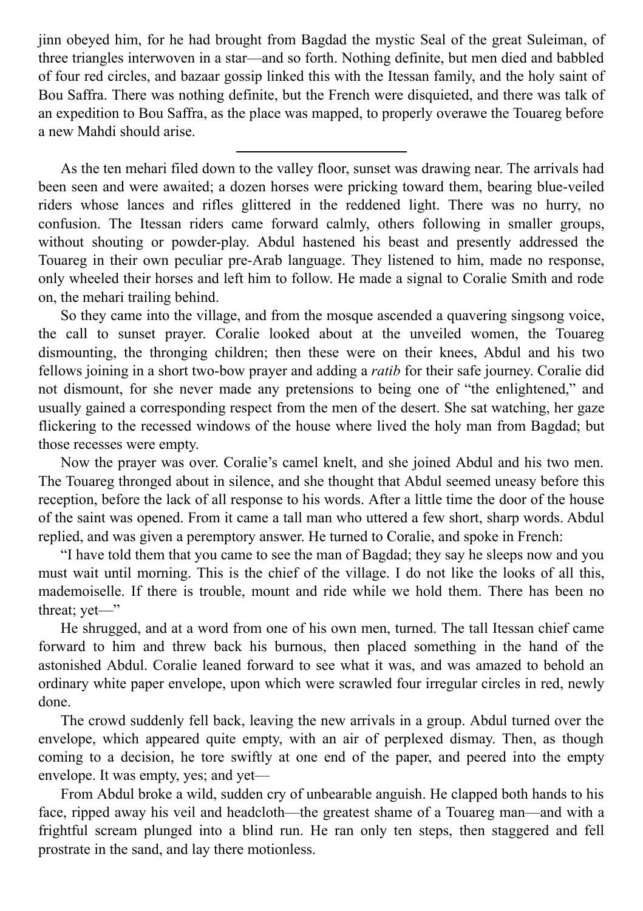jinn obeyed him, for he had brought from Bagdad the mystic Seal of the great Suleiman, of three triangles interwoven in a star—and so forth. Nothing definite, but men died and babbled of four red circles, and bazaar gossip linked this with the Itessan family, and the holy saint of Bou Saffra. There was nothing definite, but the French were disquieted, and there was talk of an expedition to Bou Saffra, as the place was mapped, to properly overawe the Touareg before a new Mahdi should arise.

---

As the ten mehari filed down to the valley floor, sunset was drawing near. The arrivals had been seen and were awaited; a dozen horses were pricking toward them, bearing blue-veiled riders whose lances and rifles glittered in the reddened light. There was no hurry, no confusion. The Itessan riders came forward calmly, others following in smaller groups, without shouting or powder-play. Abdul hastened his beast and presently addressed the Touareg in their own peculiar pre-Arab language. They listened to him, made no response, only wheeled their horses and left him to follow. He made a signal to Coralie Smith and rode on, the mehari trailing behind.

So they came into the village, and from the mosque ascended a quavering singsong voice, the call to sunset prayer. Coralie looked about at the unveiled women, the Touareg dismounting, the thronging children; then these were on their knees, Abdul and his two fellows joining in a short two-bow prayer and adding a *ratib* for their safe journey. Coralie did not dismount, for she never made any pretensions to being one of "the enlightened," and usually gained a corresponding respect from the men of the desert. She sat watching, her gaze flickering to the recessed windows of the house where lived the holy man from Bagdad; but those recesses were empty.

Now the prayer was over. Coralie's camel knelt, and she joined Abdul and his two men. The Touareg thronged about in silence, and she thought that Abdul seemed uneasy before this reception, before the lack of all response to his words. After a little time the door of the house of the saint was opened. From it came a tall man who uttered a few short, sharp words. Abdul replied, and was given a peremptory answer. He turned to Coralie, and spoke in French:

"I have told them that you came to see the man of Bagdad; they say he sleeps now and you must wait until morning. This is the chief of the village. I do not like the looks of all this, mademoiselle. If there is trouble, mount and ride while we hold them. There has been no threat; yet—"

He shrugged, and at a word from one of his own men, turned. The tall Itessan chief came forward to him and threw back his burnous, then placed something in the hand of the astonished Abdul. Coralie leaned forward to see what it was, and was amazed to behold an ordinary white paper envelope, upon which were scrawled four irregular circles in red, newly done.

The crowd suddenly fell back, leaving the new arrivals in a group. Abdul turned over the envelope, which appeared quite empty, with an air of perplexed dismay. Then, as though coming to a decision, he tore swiftly at one end of the paper, and peered into the empty envelope. It was empty, yes; and yet—

From Abdul broke a wild, sudden cry of unbearable anguish. He clapped both hands to his face, ripped away his veil and headcloth—the greatest shame of a Touareg man—and with a frightful scream plunged into a blind run. He ran only ten steps, then staggered and fell prostrate in the sand, and lay there motionless.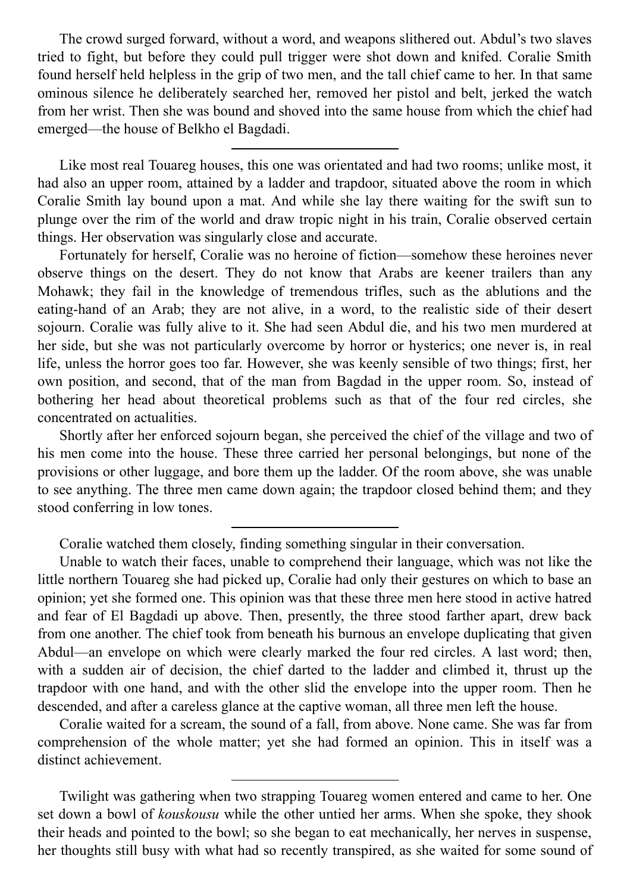The crowd surged forward, without a word, and weapons slithered out. Abdul's two slaves tried to fight, but before they could pull trigger were shot down and knifed. Coralie Smith found herself held helpless in the grip of two men, and the tall chief came to her. In that same ominous silence he deliberately searched her, removed her pistol and belt, jerked the watch from her wrist. Then she was bound and shoved into the same house from which the chief had emerged—the house of Belkho el Bagdadi.

---

Like most real Touareg houses, this one was orientated and had two rooms; unlike most, it had also an upper room, attained by a ladder and trapdoor, situated above the room in which Coralie Smith lay bound upon a mat. And while she lay there waiting for the swift sun to plunge over the rim of the world and draw tropic night in his train, Coralie observed certain things. Her observation was singularly close and accurate.

Fortunately for herself, Coralie was no heroine of fiction—somehow these heroines never observe things on the desert. They do not know that Arabs are keener trailers than any Mohawk; they fail in the knowledge of tremendous trifles, such as the ablutions and the eating-hand of an Arab; they are not alive, in a word, to the realistic side of their desert sojourn. Coralie was fully alive to it. She had seen Abdul die, and his two men murdered at her side, but she was not particularly overcome by horror or hysterics; one never is, in real life, unless the horror goes too far. However, she was keenly sensible of two things; first, her own position, and second, that of the man from Bagdad in the upper room. So, instead of bothering her head about theoretical problems such as that of the four red circles, she concentrated on actualities.

Shortly after her enforced sojourn began, she perceived the chief of the village and two of his men come into the house. These three carried her personal belongings, but none of the provisions or other luggage, and bore them up the ladder. Of the room above, she was unable to see anything. The three men came down again; the trapdoor closed behind them; and they stood conferring in low tones.

---

Coralie watched them closely, finding something singular in their conversation.

Unable to watch their faces, unable to comprehend their language, which was not like the little northern Touareg she had picked up, Coralie had only their gestures on which to base an opinion; yet she formed one. This opinion was that these three men here stood in active hatred and fear of El Bagdadi up above. Then, presently, the three stood farther apart, drew back from one another. The chief took from beneath his burnous an envelope duplicating that given Abdul—an envelope on which were clearly marked the four red circles. A last word; then, with a sudden air of decision, the chief darted to the ladder and climbed it, thrust up the trapdoor with one hand, and with the other slid the envelope into the upper room. Then he descended, and after a careless glance at the captive woman, all three men left the house.

Coralie waited for a scream, the sound of a fall, from above. None came. She was far from comprehension of the whole matter; yet she had formed an opinion. This in itself was a distinct achievement.

---

Twilight was gathering when two strapping Touareg women entered and came to her. One set down a bowl of *kouskousu* while the other untied her arms. When she spoke, they shook their heads and pointed to the bowl; so she began to eat mechanically, her nerves in suspense, her thoughts still busy with what had so recently transpired, as she waited for some sound of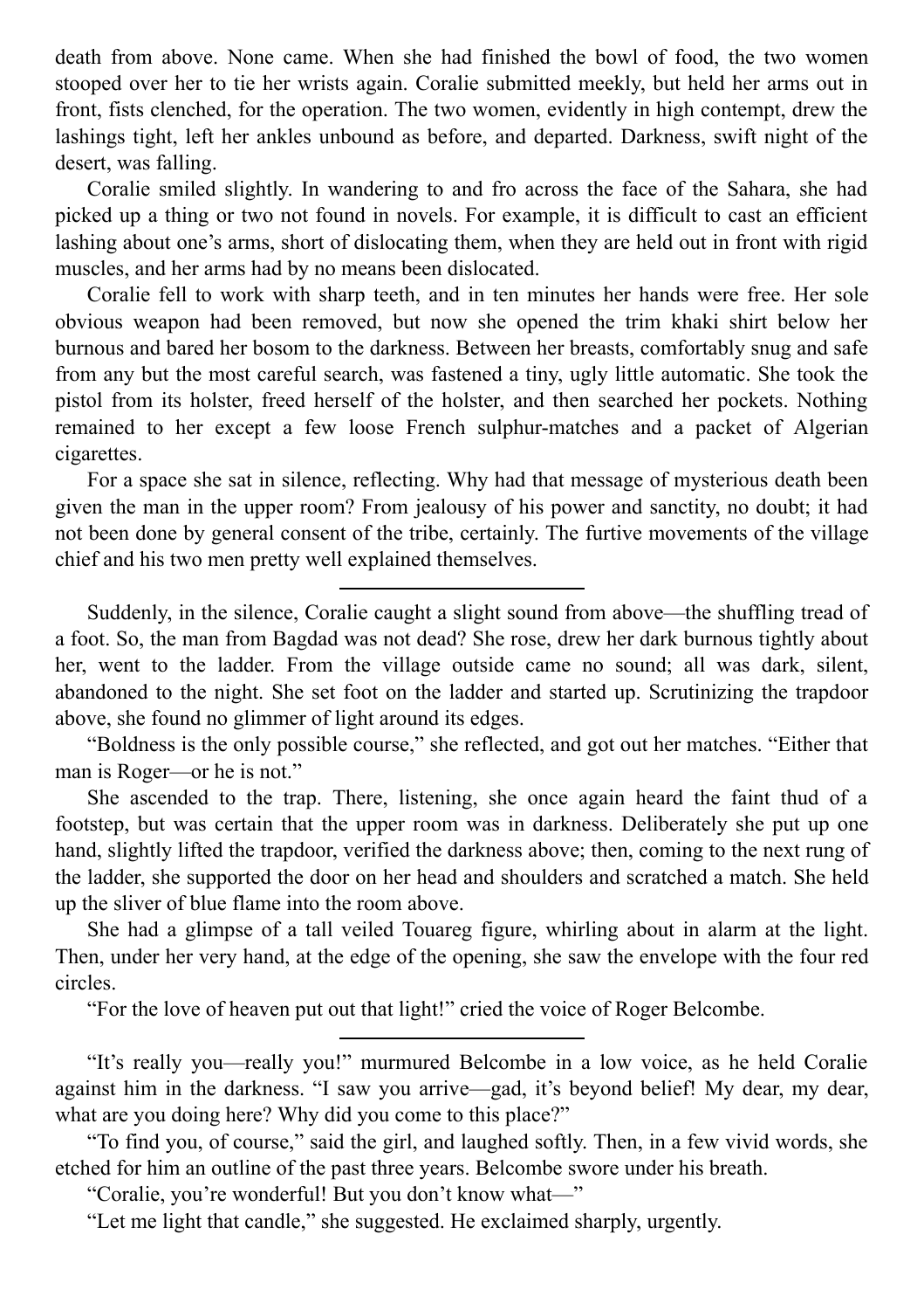death from above. None came. When she had finished the bowl of food, the two women stooped over her to tie her wrists again. Coralie submitted meekly, but held her arms out in front, fists clenched, for the operation. The two women, evidently in high contempt, drew the lashings tight, left her ankles unbound as before, and departed. Darkness, swift night of the desert, was falling.

Coralie smiled slightly. In wandering to and fro across the face of the Sahara, she had picked up a thing or two not found in novels. For example, it is difficult to cast an efficient lashing about one's arms, short of dislocating them, when they are held out in front with rigid muscles, and her arms had by no means been dislocated.

Coralie fell to work with sharp teeth, and in ten minutes her hands were free. Her sole obvious weapon had been removed, but now she opened the trim khaki shirt below her burnous and bared her bosom to the darkness. Between her breasts, comfortably snug and safe from any but the most careful search, was fastened a tiny, ugly little automatic. She took the pistol from its holster, freed herself of the holster, and then searched her pockets. Nothing remained to her except a few loose French sulphur-matches and a packet of Algerian cigarettes.

For a space she sat in silence, reflecting. Why had that message of mysterious death been given the man in the upper room? From jealousy of his power and sanctity, no doubt; it had not been done by general consent of the tribe, certainly. The furtive movements of the village chief and his two men pretty well explained themselves.

---

Suddenly, in the silence, Coralie caught a slight sound from above—the shuffling tread of a foot. So, the man from Bagdad was not dead? She rose, drew her dark burnous tightly about her, went to the ladder. From the village outside came no sound; all was dark, silent, abandoned to the night. She set foot on the ladder and started up. Scrutinizing the trapdoor above, she found no glimmer of light around its edges.

"Boldness is the only possible course," she reflected, and got out her matches. "Either that man is Roger—or he is not."

She ascended to the trap. There, listening, she once again heard the faint thud of a footstep, but was certain that the upper room was in darkness. Deliberately she put up one hand, slightly lifted the trapdoor, verified the darkness above; then, coming to the next rung of the ladder, she supported the door on her head and shoulders and scratched a match. She held up the sliver of blue flame into the room above.

She had a glimpse of a tall veiled Touareg figure, whirling about in alarm at the light. Then, under her very hand, at the edge of the opening, she saw the envelope with the four red circles.

"For the love of heaven put out that light!" cried the voice of Roger Belcombe.

---

"It's really you—really you!" murmured Belcombe in a low voice, as he held Coralie against him in the darkness. "I saw you arrive—gad, it's beyond belief! My dear, my dear, what are you doing here? Why did you come to this place?"

"To find you, of course," said the girl, and laughed softly. Then, in a few vivid words, she etched for him an outline of the past three years. Belcombe swore under his breath.

"Coralie, you're wonderful! But you don't know what—"

"Let me light that candle," she suggested. He exclaimed sharply, urgently.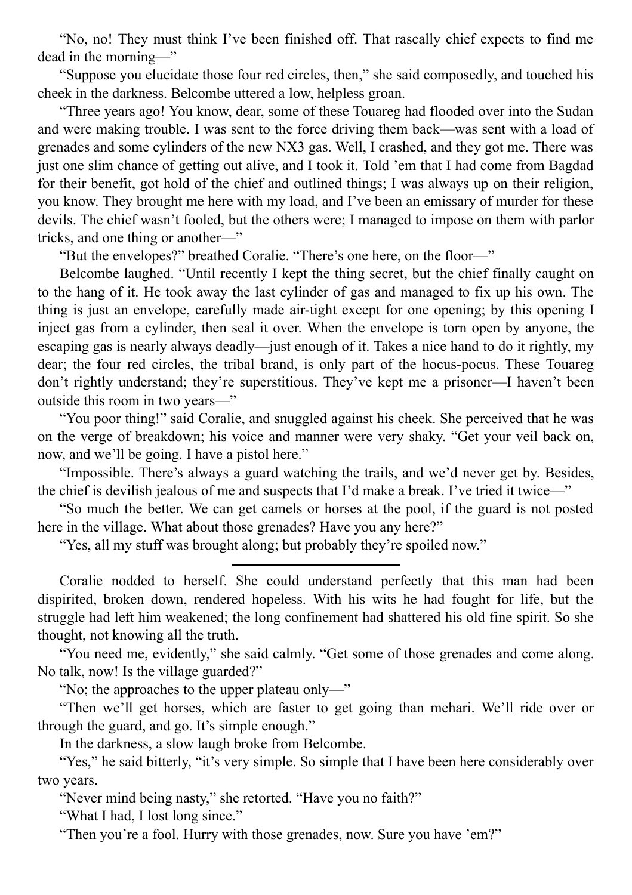"No, no! They must think I've been finished off. That rascally chief expects to find me dead in the morning—"

"Suppose you elucidate those four red circles, then," she said composedly, and touched his cheek in the darkness. Belcombe uttered a low, helpless groan.

"Three years ago! You know, dear, some of these Touareg had flooded over into the Sudan and were making trouble. I was sent to the force driving them back—was sent with a load of grenades and some cylinders of the new NX3 gas. Well, I crashed, and they got me. There was just one slim chance of getting out alive, and I took it. Told 'em that I had come from Bagdad for their benefit, got hold of the chief and outlined things; I was always up on their religion, you know. They brought me here with my load, and I've been an emissary of murder for these devils. The chief wasn't fooled, but the others were; I managed to impose on them with parlor tricks, and one thing or another—"

"But the envelopes?" breathed Coralie. "There's one here, on the floor—"

Belcombe laughed. "Until recently I kept the thing secret, but the chief finally caught on to the hang of it. He took away the last cylinder of gas and managed to fix up his own. The thing is just an envelope, carefully made air-tight except for one opening; by this opening I inject gas from a cylinder, then seal it over. When the envelope is torn open by anyone, the escaping gas is nearly always deadly—just enough of it. Takes a nice hand to do it rightly, my dear; the four red circles, the tribal brand, is only part of the hocus-pocus. These Touareg don't rightly understand; they're superstitious. They've kept me a prisoner—I haven't been outside this room in two years—"

"You poor thing!" said Coralie, and snuggled against his cheek. She perceived that he was on the verge of breakdown; his voice and manner were very shaky. "Get your veil back on, now, and we'll be going. I have a pistol here."

"Impossible. There's always a guard watching the trails, and we'd never get by. Besides, the chief is devilish jealous of me and suspects that I'd make a break. I've tried it twice—"

"So much the better. We can get camels or horses at the pool, if the guard is not posted here in the village. What about those grenades? Have you any here?"

"Yes, all my stuff was brought along; but probably they're spoiled now."

---

Coralie nodded to herself. She could understand perfectly that this man had been dispirited, broken down, rendered hopeless. With his wits he had fought for life, but the struggle had left him weakened; the long confinement had shattered his old fine spirit. So she thought, not knowing all the truth.

"You need me, evidently," she said calmly. "Get some of those grenades and come along. No talk, now! Is the village guarded?"

"No; the approaches to the upper plateau only—"

"Then we'll get horses, which are faster to get going than mehari. We'll ride over or through the guard, and go. It's simple enough."

In the darkness, a slow laugh broke from Belcombe.

"Yes," he said bitterly, "it's very simple. So simple that I have been here considerably over two years.

"Never mind being nasty," she retorted. "Have you no faith?"

"What I had, I lost long since."

"Then you're a fool. Hurry with those grenades, now. Sure you have 'em?"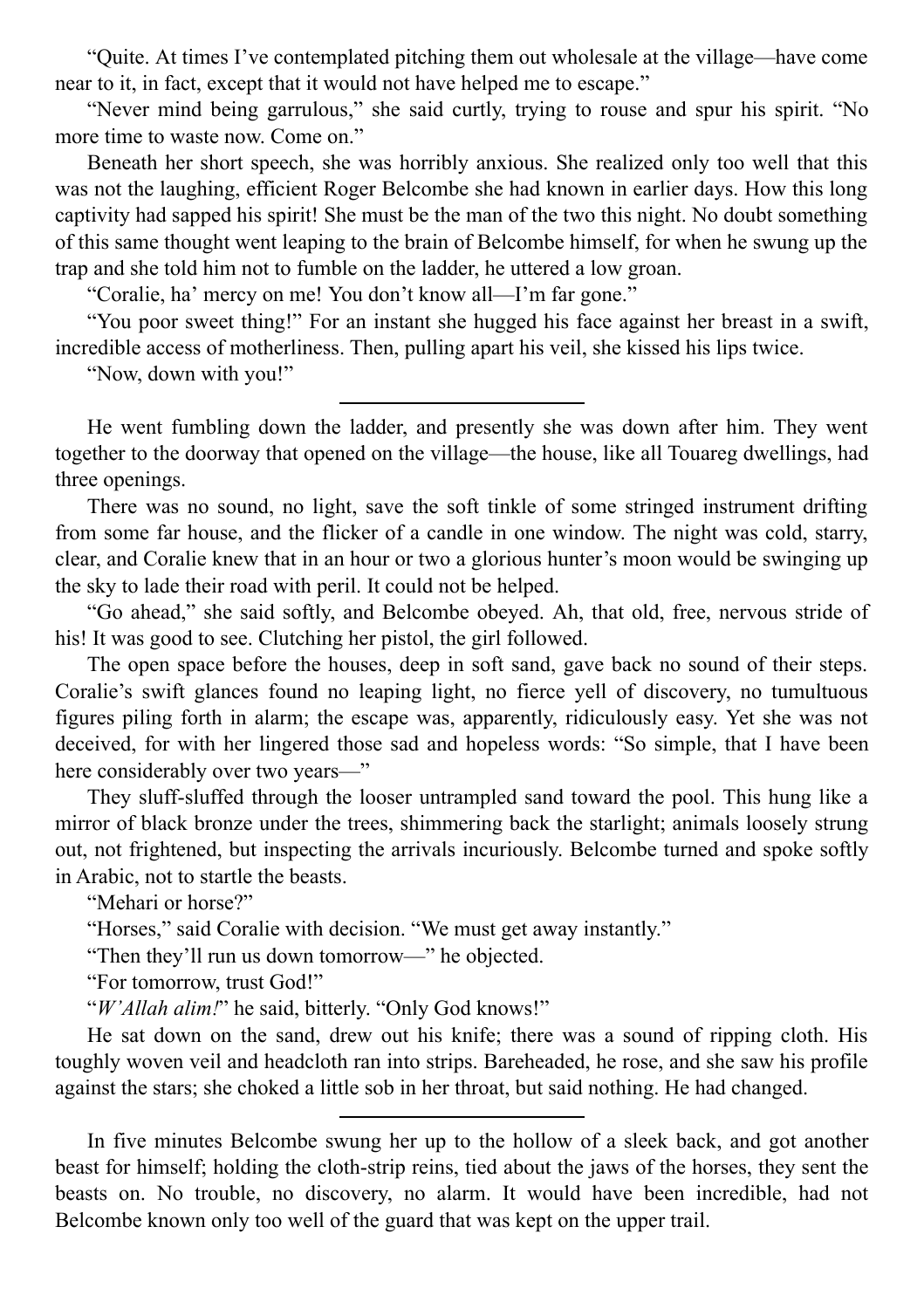"Quite. At times I've contemplated pitching them out wholesale at the village—have come near to it, in fact, except that it would not have helped me to escape."

"Never mind being garrulous," she said curtly, trying to rouse and spur his spirit. "No more time to waste now. Come on."

Beneath her short speech, she was horribly anxious. She realized only too well that this was not the laughing, efficient Roger Belcombe she had known in earlier days. How this long captivity had sapped his spirit! She must be the man of the two this night. No doubt something of this same thought went leaping to the brain of Belcombe himself, for when he swung up the trap and she told him not to fumble on the ladder, he uttered a low groan.

"Coralie, ha' mercy on me! You don't know all—I'm far gone."

"You poor sweet thing!" For an instant she hugged his face against her breast in a swift, incredible access of motherliness. Then, pulling apart his veil, she kissed his lips twice.

"Now, down with you!"

---

He went fumbling down the ladder, and presently she was down after him. They went together to the doorway that opened on the village—the house, like all Touareg dwellings, had three openings.

There was no sound, no light, save the soft tinkle of some stringed instrument drifting from some far house, and the flicker of a candle in one window. The night was cold, starry, clear, and Coralie knew that in an hour or two a glorious hunter's moon would be swinging up the sky to lade their road with peril. It could not be helped.

"Go ahead," she said softly, and Belcombe obeyed. Ah, that old, free, nervous stride of his! It was good to see. Clutching her pistol, the girl followed.

The open space before the houses, deep in soft sand, gave back no sound of their steps. Coralie's swift glances found no leaping light, no fierce yell of discovery, no tumultuous figures piling forth in alarm; the escape was, apparently, ridiculously easy. Yet she was not deceived, for with her lingered those sad and hopeless words: "So simple, that I have been here considerably over two years—"

They sluff-sluffed through the looser untrampled sand toward the pool. This hung like a mirror of black bronze under the trees, shimmering back the starlight; animals loosely strung out, not frightened, but inspecting the arrivals incuriously. Belcombe turned and spoke softly in Arabic, not to startle the beasts.

"Mehari or horse?"

"Horses," said Coralie with decision. "We must get away instantly."

"Then they'll run us down tomorrow—" he objected.

"For tomorrow, trust God!"

"*W'Allah alim!*" he said, bitterly. "Only God knows!"

He sat down on the sand, drew out his knife; there was a sound of ripping cloth. His toughly woven veil and headcloth ran into strips. Bareheaded, he rose, and she saw his profile against the stars; she choked a little sob in her throat, but said nothing. He had changed.

---

In five minutes Belcombe swung her up to the hollow of a sleek back, and got another beast for himself; holding the cloth-strip reins, tied about the jaws of the horses, they sent the beasts on. No trouble, no discovery, no alarm. It would have been incredible, had not Belcombe known only too well of the guard that was kept on the upper trail.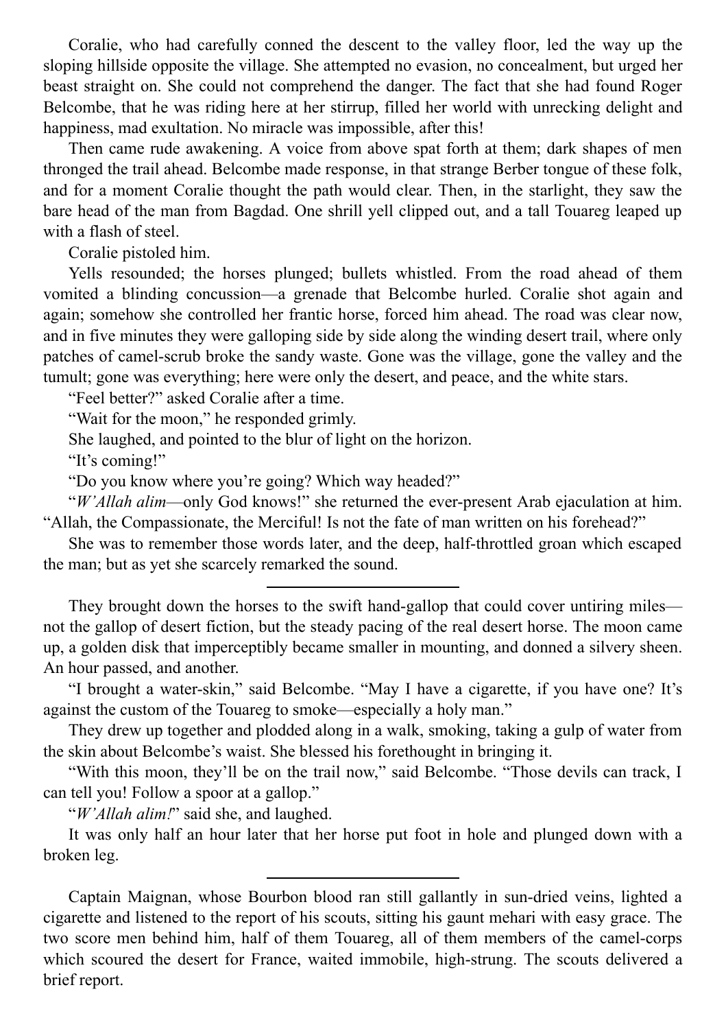Coralie, who had carefully conned the descent to the valley floor, led the way up the sloping hillside opposite the village. She attempted no evasion, no concealment, but urged her beast straight on. She could not comprehend the danger. The fact that she had found Roger Belcombe, that he was riding here at her stirrup, filled her world with unrecking delight and happiness, mad exultation. No miracle was impossible, after this!

Then came rude awakening. A voice from above spat forth at them; dark shapes of men thronged the trail ahead. Belcombe made response, in that strange Berber tongue of these folk, and for a moment Coralie thought the path would clear. Then, in the starlight, they saw the bare head of the man from Bagdad. One shrill yell clipped out, and a tall Touareg leaped up with a flash of steel.

Coralie pistoled him.

Yells resounded; the horses plunged; bullets whistled. From the road ahead of them vomited a blinding concussion—a grenade that Belcombe hurled. Coralie shot again and again; somehow she controlled her frantic horse, forced him ahead. The road was clear now, and in five minutes they were galloping side by side along the winding desert trail, where only patches of camel-scrub broke the sandy waste. Gone was the village, gone the valley and the tumult; gone was everything; here were only the desert, and peace, and the white stars.

"Feel better?" asked Coralie after a time.

"Wait for the moon," he responded grimly.

She laughed, and pointed to the blur of light on the horizon.

"It's coming!"

"Do you know where you're going? Which way headed?"

"*W'Allah alim*—only God knows!" she returned the ever-present Arab ejaculation at him. "Allah, the Compassionate, the Merciful! Is not the fate of man written on his forehead?"

She was to remember those words later, and the deep, half-throttled groan which escaped the man; but as yet she scarcely remarked the sound.

---

They brought down the horses to the swift hand-gallop that could cover untiring miles—not the gallop of desert fiction, but the steady pacing of the real desert horse. The moon came up, a golden disk that imperceptibly became smaller in mounting, and donned a silvery sheen. An hour passed, and another.

"I brought a water-skin," said Belcombe. "May I have a cigarette, if you have one? It's against the custom of the Touareg to smoke—especially a holy man."

They drew up together and plodded along in a walk, smoking, taking a gulp of water from the skin about Belcombe's waist. She blessed his forethought in bringing it.

"With this moon, they'll be on the trail now," said Belcombe. "Those devils can track, I can tell you! Follow a spoor at a gallop."

"*W'Allah alim!*" said she, and laughed.

It was only half an hour later that her horse put foot in hole and plunged down with a broken leg.

---

Captain Maignan, whose Bourbon blood ran still gallantly in sun-dried veins, lighted a cigarette and listened to the report of his scouts, sitting his gaunt mehari with easy grace. The two score men behind him, half of them Touareg, all of them members of the camel-corps which scoured the desert for France, waited immobile, high-strung. The scouts delivered a brief report.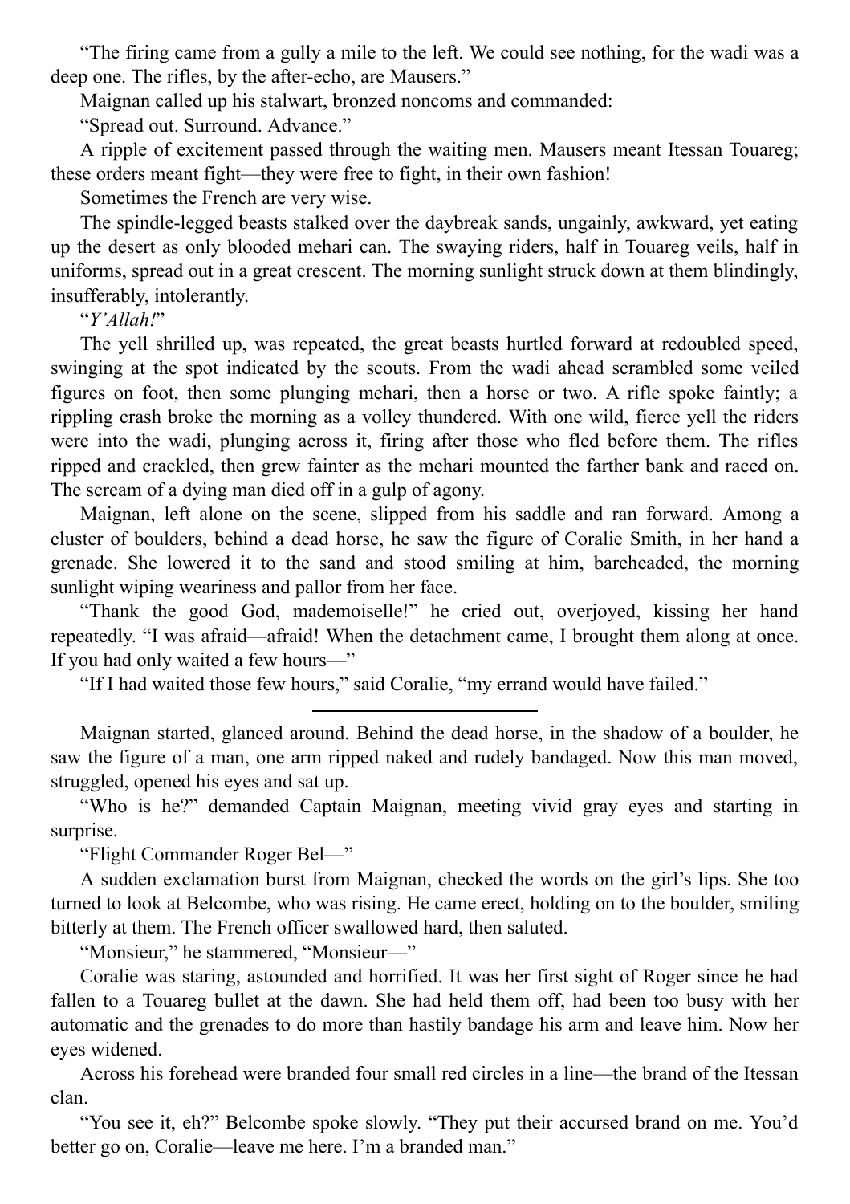"The firing came from a gully a mile to the left. We could see nothing, for the wadi was a deep one. The rifles, by the after-echo, are Mausers."

Maignan called up his stalwart, bronzed noncoms and commanded:

"Spread out. Surround. Advance."

A ripple of excitement passed through the waiting men. Mausers meant Itessan Touareg; these orders meant fight—they were free to fight, in their own fashion!

Sometimes the French are very wise.

The spindle-legged beasts stalked over the daybreak sands, ungainly, awkward, yet eating up the desert as only blooded mehari can. The swaying riders, half in Touareg veils, half in uniforms, spread out in a great crescent. The morning sunlight struck down at them blindingly, insufferably, intolerantly.

"*Y'Allah!*"

The yell shrilled up, was repeated, the great beasts hurtled forward at redoubled speed, swinging at the spot indicated by the scouts. From the wadi ahead scrambled some veiled figures on foot, then some plunging mehari, then a horse or two. A rifle spoke faintly; a rippling crash broke the morning as a volley thundered. With one wild, fierce yell the riders were into the wadi, plunging across it, firing after those who fled before them. The rifles ripped and crackled, then grew fainter as the mehari mounted the farther bank and raced on. The scream of a dying man died off in a gulp of agony.

Maignan, left alone on the scene, slipped from his saddle and ran forward. Among a cluster of boulders, behind a dead horse, he saw the figure of Coralie Smith, in her hand a grenade. She lowered it to the sand and stood smiling at him, bareheaded, the morning sunlight wiping weariness and pallor from her face.

"Thank the good God, mademoiselle!" he cried out, overjoyed, kissing her hand repeatedly. "I was afraid—afraid! When the detachment came, I brought them along at once. If you had only waited a few hours—"

"If I had waited those few hours," said Coralie, "my errand would have failed."

---

Maignan started, glanced around. Behind the dead horse, in the shadow of a boulder, he saw the figure of a man, one arm ripped naked and rudely bandaged. Now this man moved, struggled, opened his eyes and sat up.

"Who is he?" demanded Captain Maignan, meeting vivid gray eyes and starting in surprise.

"Flight Commander Roger Bel—"

A sudden exclamation burst from Maignan, checked the words on the girl's lips. She too turned to look at Belcombe, who was rising. He came erect, holding on to the boulder, smiling bitterly at them. The French officer swallowed hard, then saluted.

"Monsieur," he stammered, "Monsieur—"

Coralie was staring, astounded and horrified. It was her first sight of Roger since he had fallen to a Touareg bullet at the dawn. She had held them off, had been too busy with her automatic and the grenades to do more than hastily bandage his arm and leave him. Now her eyes widened.

Across his forehead were branded four small red circles in a line—the brand of the Itessan clan.

"You see it, eh?" Belcombe spoke slowly. "They put their accursed brand on me. You'd better go on, Coralie—leave me here. I'm a branded man."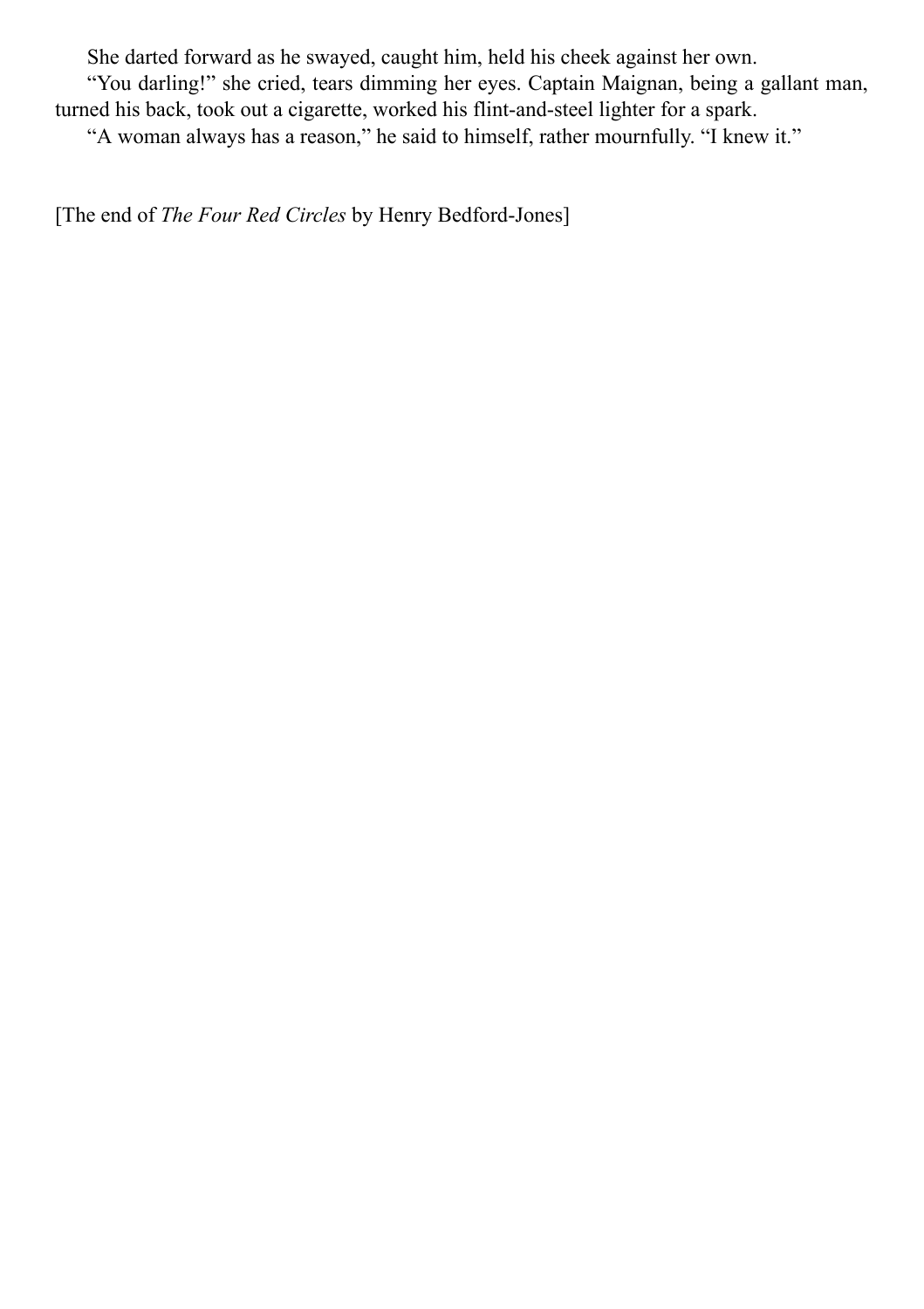She darted forward as he swayed, caught him, held his cheek against her own.

“You darling!” she cried, tears dimming her eyes. Captain Maignan, being a gallant man, turned his back, took out a cigarette, worked his flint-and-steel lighter for a spark.

“A woman always has a reason,” he said to himself, rather mournfully. “I knew it.”

[The end of *The Four Red Circles* by Henry Bedford-Jones]